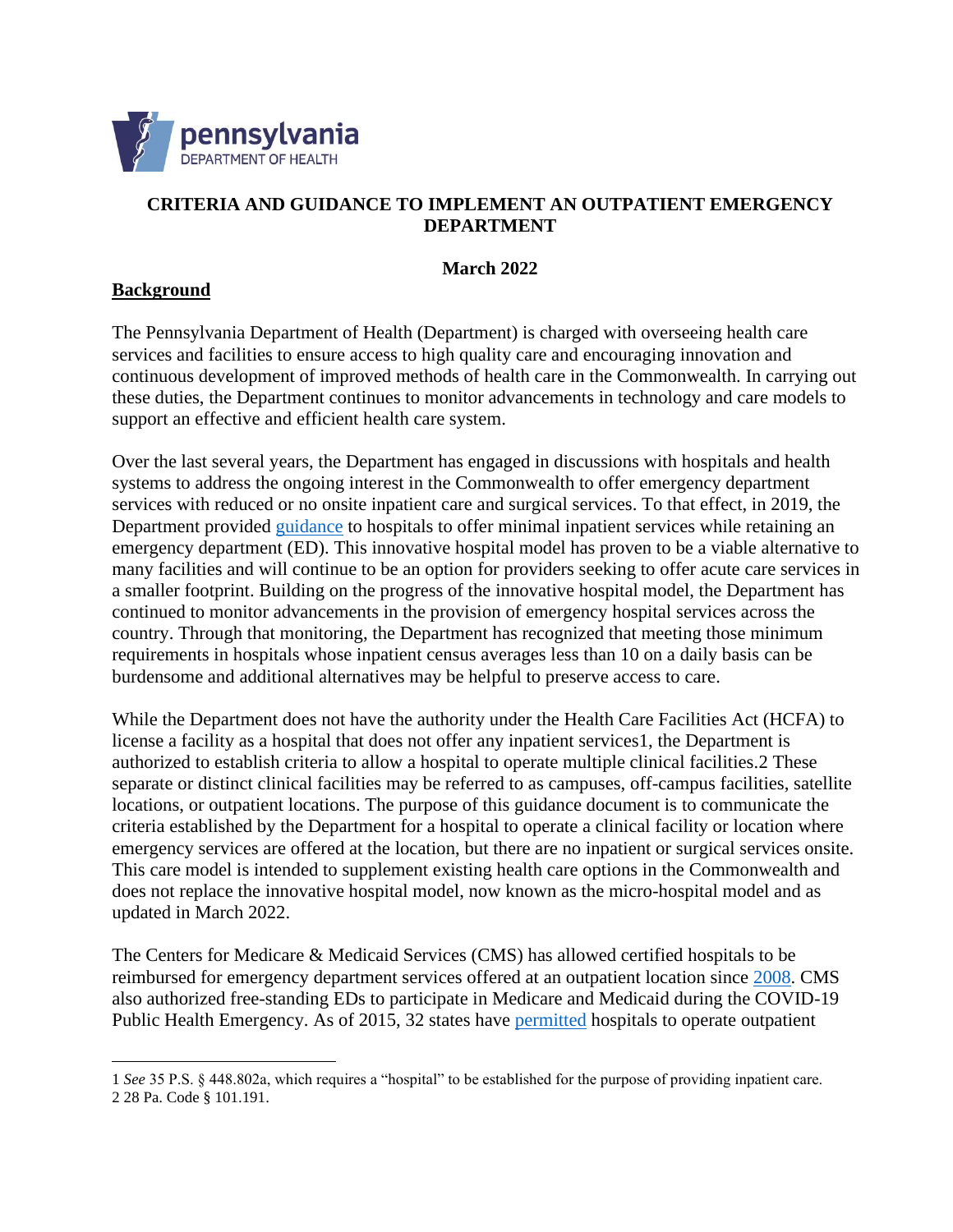# CRITERIA AND GUIDANCE TO IMPLEMENT AN OUTPATIENT EMERGENCY DEPARTMENT

**March 2022**

## Background

The Pennsylvania Department of Health (Department) is charged with overseeing health care services and facilities to ensure access to high quality care and encouraging innovation and continuous development of improved methods of health care in the Commonwealth. In carrying out these duties, the Department continues to monitor advancements in technology and care models to support an effective and efficient health care system.

Over the last several years, the Department has engaged in discussions with hospitals and health systems to address the ongoing interest in the Commonwealth to offer emergency department services with reduced or no onsite inpatient care and surgical services. To that effect, in 2019, the Department provided guidance to hospitals to offer minimal inpatient services while retaining an emergency department (ED). This innovative hospital model has proven to be a viable alternative to many facilities and will continue to be an option for providers seeking to offer acute care services in a smaller footprint. Building on the progress of the innovative hospital model, the Department has continued to monitor advancements in the provision of emergency hospital services across the country. Through that monitoring, the Department has recognized that meeting those minimum requirements in hospitals whose inpatient census averages less than 10 on a daily basis can be burdensome and additional alternatives may be helpful to preserve access to care.

While the Department does not have the authority under the Health Care Facilities Act (HCFA) to license a facility as a hospital that does not offer any inpatient services[1], the Department is authorized to establish criteria to allow a hospital to operate multiple clinical facilities.[2] These separate or distinct clinical facilities may be referred to as campuses, off-campus facilities, satellite locations, or outpatient locations. The purpose of this guidance document is to communicate the criteria established by the Department for a hospital to operate a clinical facility or location where emergency services are offered at the location, but there are no inpatient or surgical services onsite. This care model is intended to supplement existing health care options in the Commonwealth and does not replace the innovative hospital model, now known as the micro-hospital model and as updated in March 2022.

The Centers for Medicare & Medicaid Services (CMS) has allowed certified hospitals to be reimbursed for emergency department services offered at an outpatient location since 2008. CMS also authorized free-standing EDs to participate in Medicare and Medicaid during the COVID-19 Public Health Emergency. As of 2015, 32 states have permitted hospitals to operate outpatient

---

[1] *See* 35 P.S. § 448.802a, which requires a "hospital" to be established for the purpose of providing inpatient care.

[2] 28 Pa. Code § 101.191.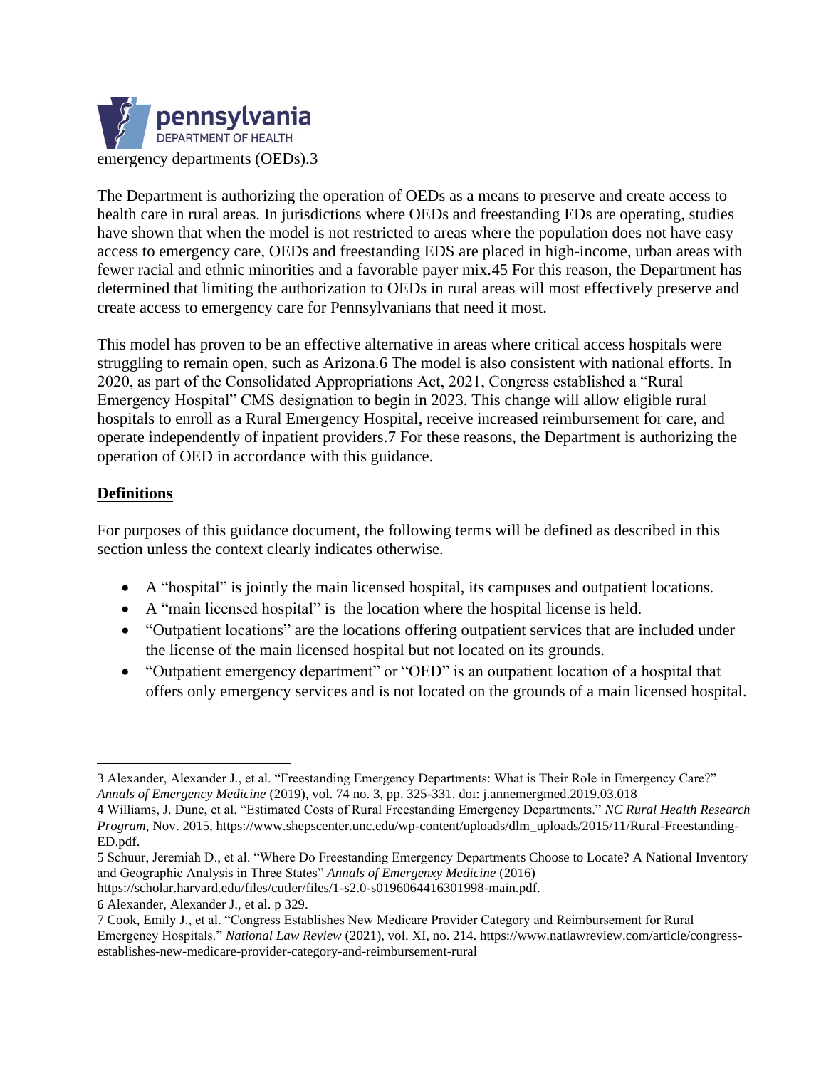emergency departments (OEDs).[3]

The Department is authorizing the operation of OEDs as a means to preserve and create access to health care in rural areas. In jurisdictions where OEDs and freestanding EDs are operating, studies have shown that when the model is not restricted to areas where the population does not have easy access to emergency care, OEDs and freestanding EDS are placed in high-income, urban areas with fewer racial and ethnic minorities and a favorable payer mix.[4][5] For this reason, the Department has determined that limiting the authorization to OEDs in rural areas will most effectively preserve and create access to emergency care for Pennsylvanians that need it most.

This model has proven to be an effective alternative in areas where critical access hospitals were struggling to remain open, such as Arizona.[6] The model is also consistent with national efforts. In 2020, as part of the Consolidated Appropriations Act, 2021, Congress established a "Rural Emergency Hospital" CMS designation to begin in 2023. This change will allow eligible rural hospitals to enroll as a Rural Emergency Hospital, receive increased reimbursement for care, and operate independently of inpatient providers.[7] For these reasons, the Department is authorizing the operation of OED in accordance with this guidance.

## Definitions

For purposes of this guidance document, the following terms will be defined as described in this section unless the context clearly indicates otherwise.

- A "hospital" is jointly the main licensed hospital, its campuses and outpatient locations.
- A "main licensed hospital" is the location where the hospital license is held.
- "Outpatient locations" are the locations offering outpatient services that are included under the license of the main licensed hospital but not located on its grounds.
- "Outpatient emergency department" or "OED" is an outpatient location of a hospital that offers only emergency services and is not located on the grounds of a main licensed hospital.

---

3 Alexander, Alexander J., et al. "Freestanding Emergency Departments: What is Their Role in Emergency Care?" *Annals of Emergency Medicine* (2019), vol. 74 no. 3, pp. 325-331. doi: j.annemergmed.2019.03.018

4 Williams, J. Dunc, et al. "Estimated Costs of Rural Freestanding Emergency Departments." *NC Rural Health Research Program*, Nov. 2015, https://www.shepscenter.unc.edu/wp-content/uploads/dlm_uploads/2015/11/Rural-Freestanding-ED.pdf.

5 Schuur, Jeremiah D., et al. "Where Do Freestanding Emergency Departments Choose to Locate? A National Inventory and Geographic Analysis in Three States" *Annals of Emergenxy Medicine* (2016) https://scholar.harvard.edu/files/cutler/files/1-s2.0-s0196064416301998-main.pdf.

6 Alexander, Alexander J., et al. p 329.

7 Cook, Emily J., et al. "Congress Establishes New Medicare Provider Category and Reimbursement for Rural Emergency Hospitals." *National Law Review* (2021), vol. XI, no. 214. https://www.natlawreview.com/article/congress-establishes-new-medicare-provider-category-and-reimbursement-rural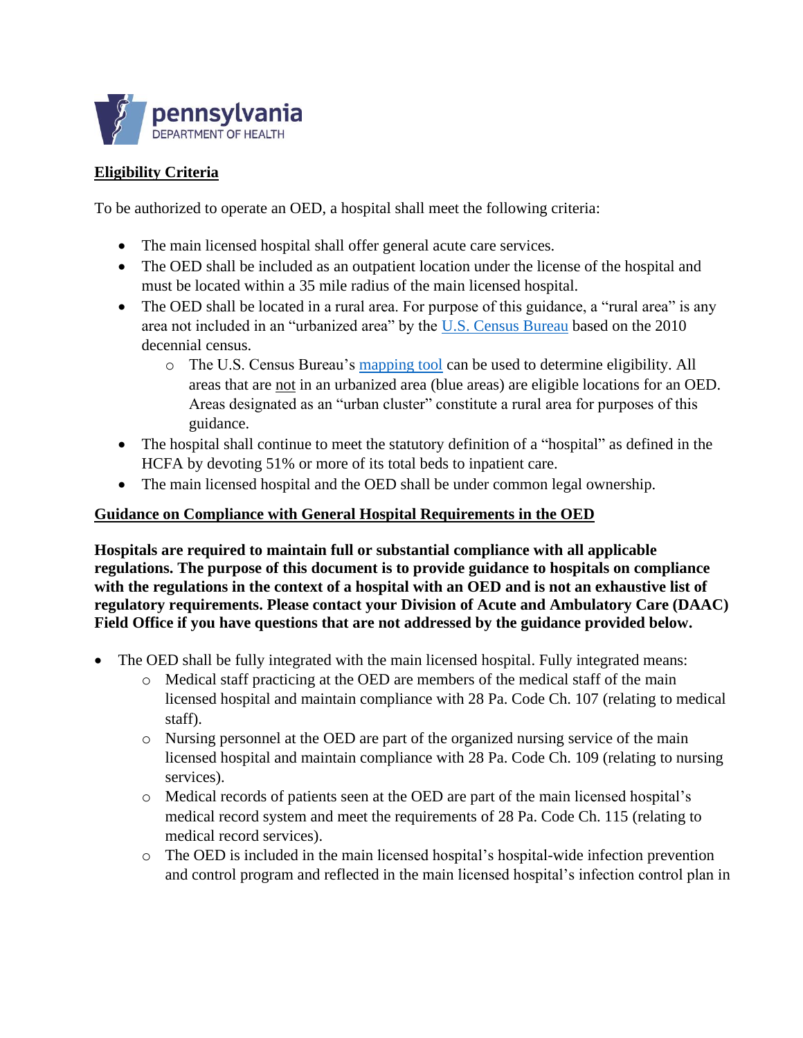**Eligibility Criteria**

To be authorized to operate an OED, a hospital shall meet the following criteria:

- The main licensed hospital shall offer general acute care services.
- The OED shall be included as an outpatient location under the license of the hospital and must be located within a 35 mile radius of the main licensed hospital.
- The OED shall be located in a rural area. For purpose of this guidance, a "rural area" is any area not included in an "urbanized area" by the U.S. Census Bureau based on the 2010 decennial census.
    - The U.S. Census Bureau's mapping tool can be used to determine eligibility. All areas that are not in an urbanized area (blue areas) are eligible locations for an OED. Areas designated as an "urban cluster" constitute a rural area for purposes of this guidance.
- The hospital shall continue to meet the statutory definition of a "hospital" as defined in the HCFA by devoting 51% or more of its total beds to inpatient care.
- The main licensed hospital and the OED shall be under common legal ownership.

**Guidance on Compliance with General Hospital Requirements in the OED**

**Hospitals are required to maintain full or substantial compliance with all applicable regulations. The purpose of this document is to provide guidance to hospitals on compliance with the regulations in the context of a hospital with an OED and is not an exhaustive list of regulatory requirements. Please contact your Division of Acute and Ambulatory Care (DAAC) Field Office if you have questions that are not addressed by the guidance provided below.**

- The OED shall be fully integrated with the main licensed hospital. Fully integrated means:
    - Medical staff practicing at the OED are members of the medical staff of the main licensed hospital and maintain compliance with 28 Pa. Code Ch. 107 (relating to medical staff).
    - Nursing personnel at the OED are part of the organized nursing service of the main licensed hospital and maintain compliance with 28 Pa. Code Ch. 109 (relating to nursing services).
    - Medical records of patients seen at the OED are part of the main licensed hospital's medical record system and meet the requirements of 28 Pa. Code Ch. 115 (relating to medical record services).
    - The OED is included in the main licensed hospital's hospital-wide infection prevention and control program and reflected in the main licensed hospital's infection control plan in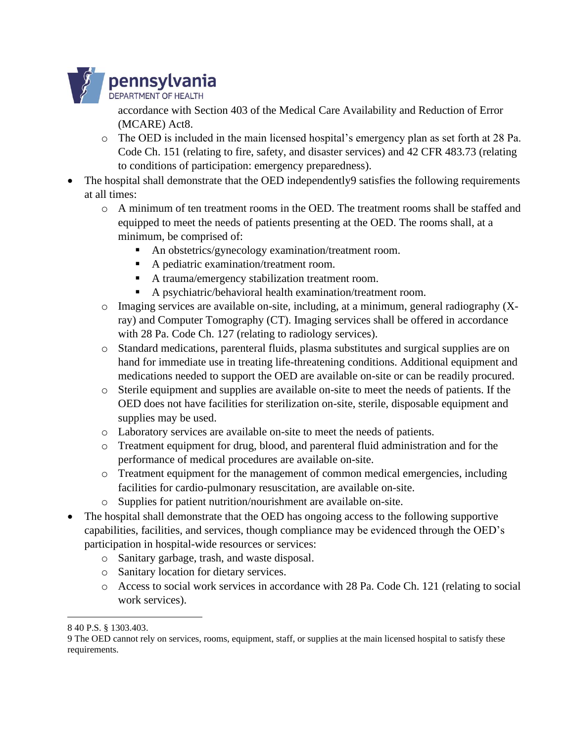accordance with Section 403 of the Medical Care Availability and Reduction of Error (MCARE) Act[8].

    - The OED is included in the main licensed hospital's emergency plan as set forth at 28 Pa. Code Ch. 151 (relating to fire, safety, and disaster services) and 42 CFR 483.73 (relating to conditions of participation: emergency preparedness).

- The hospital shall demonstrate that the OED independently[9] satisfies the following requirements at all times:
    - A minimum of ten treatment rooms in the OED. The treatment rooms shall be staffed and equipped to meet the needs of patients presenting at the OED. The rooms shall, at a minimum, be comprised of:
        - An obstetrics/gynecology examination/treatment room.
        - A pediatric examination/treatment room.
        - A trauma/emergency stabilization treatment room.
        - A psychiatric/behavioral health examination/treatment room.
    - Imaging services are available on-site, including, at a minimum, general radiography (X-ray) and Computer Tomography (CT). Imaging services shall be offered in accordance with 28 Pa. Code Ch. 127 (relating to radiology services).
    - Standard medications, parenteral fluids, plasma substitutes and surgical supplies are on hand for immediate use in treating life-threatening conditions. Additional equipment and medications needed to support the OED are available on-site or can be readily procured.
    - Sterile equipment and supplies are available on-site to meet the needs of patients. If the OED does not have facilities for sterilization on-site, sterile, disposable equipment and supplies may be used.
    - Laboratory services are available on-site to meet the needs of patients.
    - Treatment equipment for drug, blood, and parenteral fluid administration and for the performance of medical procedures are available on-site.
    - Treatment equipment for the management of common medical emergencies, including facilities for cardio-pulmonary resuscitation, are available on-site.
    - Supplies for patient nutrition/nourishment are available on-site.
- The hospital shall demonstrate that the OED has ongoing access to the following supportive capabilities, facilities, and services, though compliance may be evidenced through the OED's participation in hospital-wide resources or services:
    - Sanitary garbage, trash, and waste disposal.
    - Sanitary location for dietary services.
    - Access to social work services in accordance with 28 Pa. Code Ch. 121 (relating to social work services).

---

[8] 40 P.S. § 1303.403.

[9] The OED cannot rely on services, rooms, equipment, staff, or supplies at the main licensed hospital to satisfy these requirements.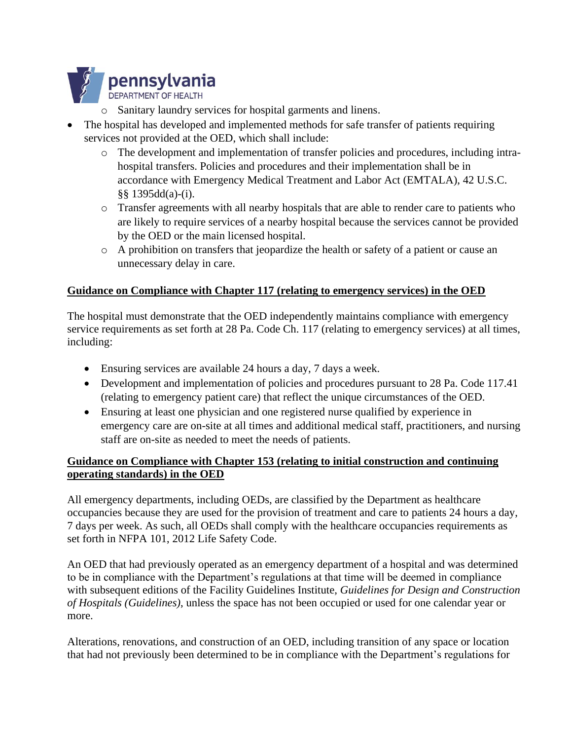- Sanitary laundry services for hospital garments and linens.

- The hospital has developed and implemented methods for safe transfer of patients requiring services not provided at the OED, which shall include:
  - The development and implementation of transfer policies and procedures, including intra-hospital transfers. Policies and procedures and their implementation shall be in accordance with Emergency Medical Treatment and Labor Act (EMTALA), 42 U.S.C. §§ 1395dd(a)-(i).
  - Transfer agreements with all nearby hospitals that are able to render care to patients who are likely to require services of a nearby hospital because the services cannot be provided by the OED or the main licensed hospital.
  - A prohibition on transfers that jeopardize the health or safety of a patient or cause an unnecessary delay in care.

**Guidance on Compliance with Chapter 117 (relating to emergency services) in the OED**

The hospital must demonstrate that the OED independently maintains compliance with emergency service requirements as set forth at 28 Pa. Code Ch. 117 (relating to emergency services) at all times, including:

- Ensuring services are available 24 hours a day, 7 days a week.
- Development and implementation of policies and procedures pursuant to 28 Pa. Code 117.41 (relating to emergency patient care) that reflect the unique circumstances of the OED.
- Ensuring at least one physician and one registered nurse qualified by experience in emergency care are on-site at all times and additional medical staff, practitioners, and nursing staff are on-site as needed to meet the needs of patients.

**Guidance on Compliance with Chapter 153 (relating to initial construction and continuing operating standards) in the OED**

All emergency departments, including OEDs, are classified by the Department as healthcare occupancies because they are used for the provision of treatment and care to patients 24 hours a day, 7 days per week. As such, all OEDs shall comply with the healthcare occupancies requirements as set forth in NFPA 101, 2012 Life Safety Code.

An OED that had previously operated as an emergency department of a hospital and was determined to be in compliance with the Department's regulations at that time will be deemed in compliance with subsequent editions of the Facility Guidelines Institute, *Guidelines for Design and Construction of Hospitals (Guidelines)*, unless the space has not been occupied or used for one calendar year or more.

Alterations, renovations, and construction of an OED, including transition of any space or location that had not previously been determined to be in compliance with the Department's regulations for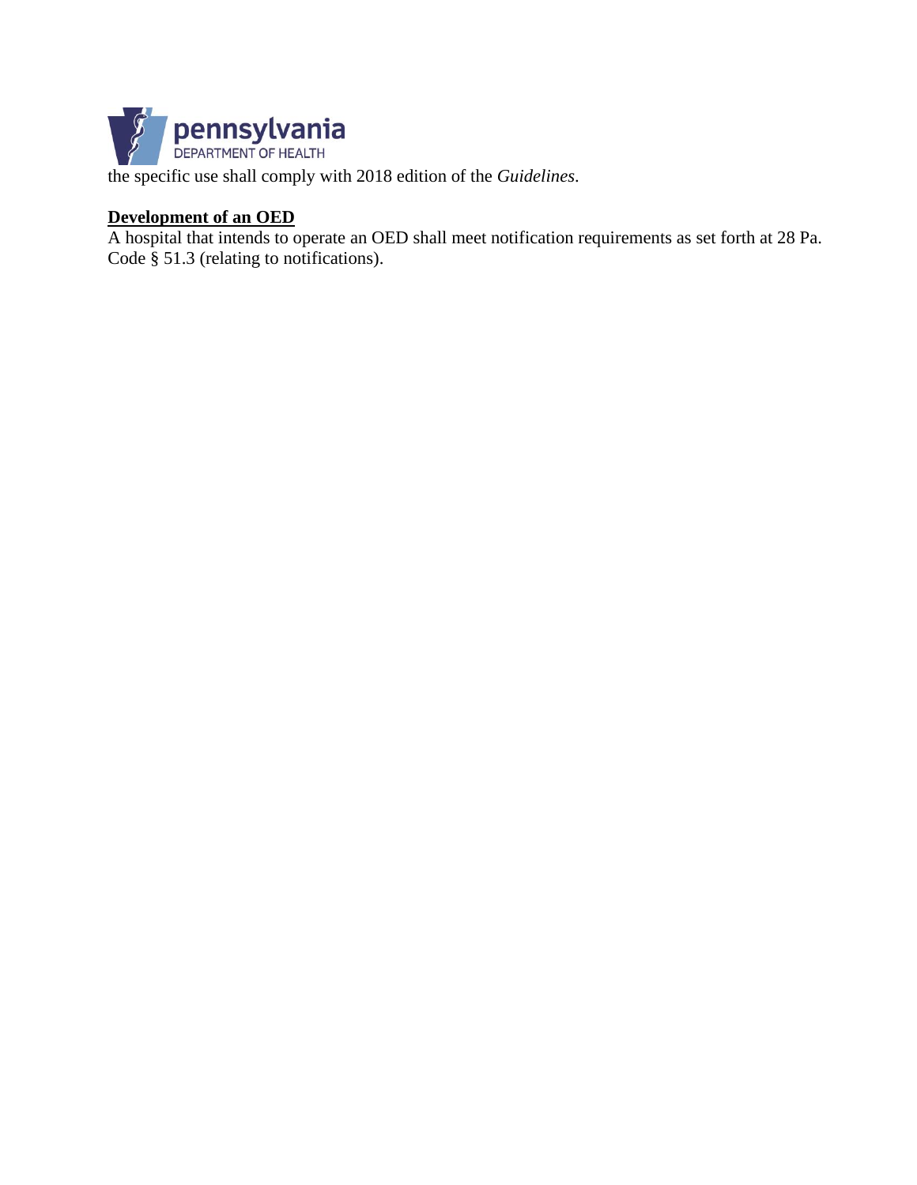the specific use shall comply with 2018 edition of the *Guidelines*.

**Development of an OED**

A hospital that intends to operate an OED shall meet notification requirements as set forth at 28 Pa. Code § 51.3 (relating to notifications).